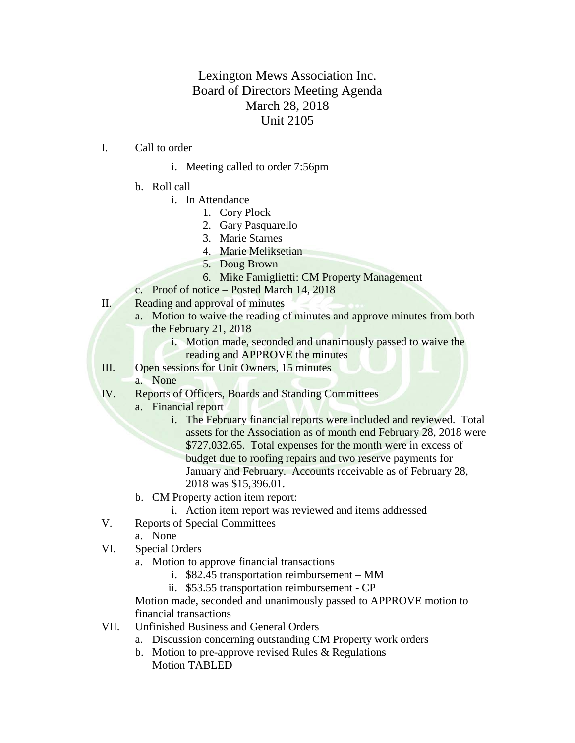# Lexington Mews Association Inc.
## Board of Directors Meeting Agenda
### March 28, 2018
### Unit 2105

I. Call to order

   i. Meeting called to order 7:56pm

   b. Roll call
      i. In Attendance
         1. Cory Plock
         2. Gary Pasquarello
         3. Marie Starnes
         4. Marie Meliksetian
         5. Doug Brown
         6. Mike Famiglietti: CM Property Management

   c. Proof of notice – Posted March 14, 2018

II. Reading and approval of minutes
   a. Motion to waive the reading of minutes and approve minutes from both the February 21, 2018
      i. Motion made, seconded and unanimously passed to waive the reading and APPROVE the minutes

III. Open sessions for Unit Owners, 15 minutes
   a. None

IV. Reports of Officers, Boards and Standing Committees
   a. Financial report
      i. The February financial reports were included and reviewed. Total assets for the Association as of month end February 28, 2018 were $727,032.65. Total expenses for the month were in excess of budget due to roofing repairs and two reserve payments for January and February. Accounts receivable as of February 28, 2018 was $15,396.01.
   b. CM Property action item report:
      i. Action item report was reviewed and items addressed

V. Reports of Special Committees
   a. None

VI. Special Orders
   a. Motion to approve financial transactions
      i. $82.45 transportation reimbursement – MM
      ii. $53.55 transportation reimbursement - CP

   Motion made, seconded and unanimously passed to APPROVE motion to financial transactions

VII. Unfinished Business and General Orders
   a. Discussion concerning outstanding CM Property work orders
   b. Motion to pre-approve revised Rules & Regulations
      Motion TABLED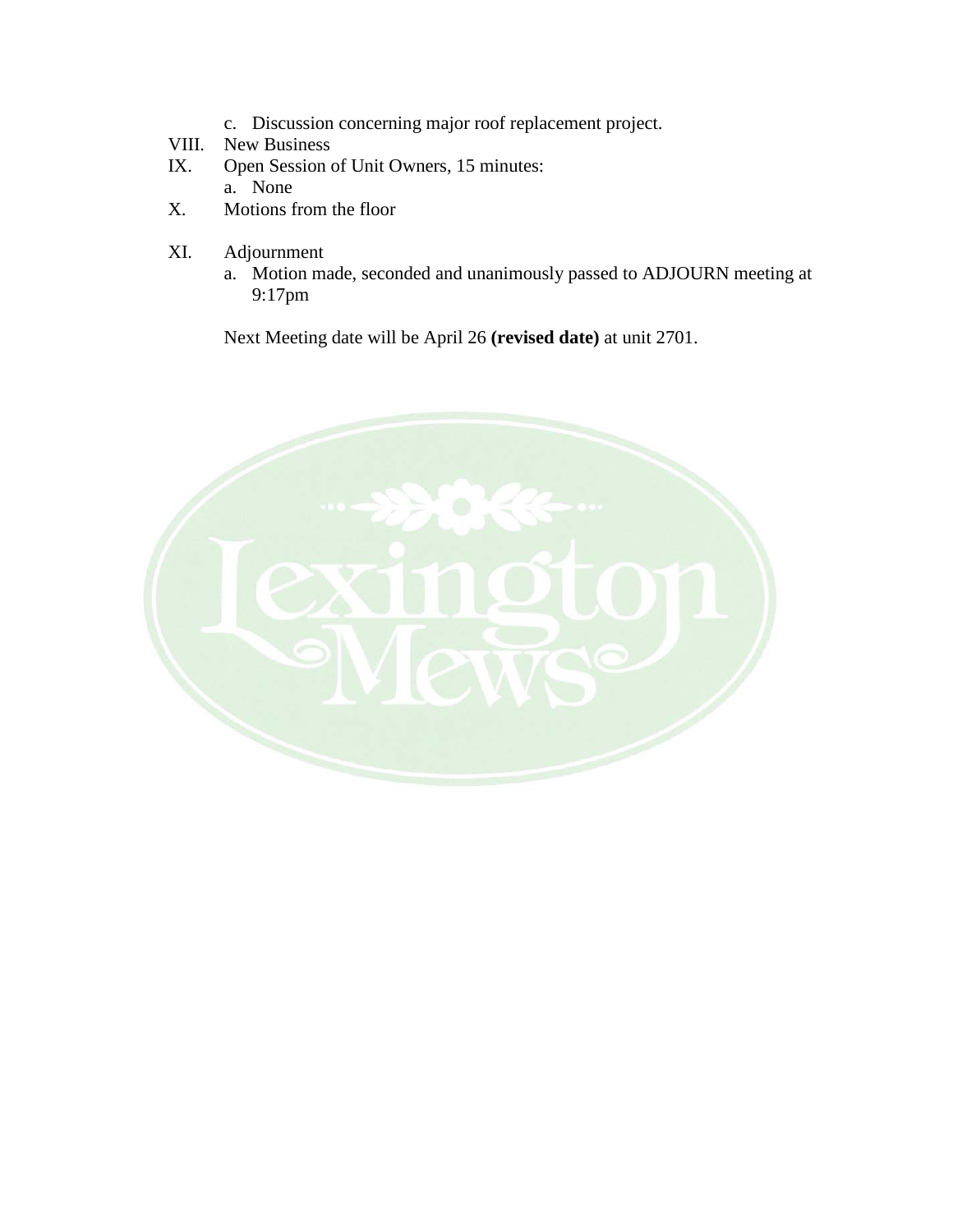c. Discussion concerning major roof replacement project.

VIII. New Business

IX. Open Session of Unit Owners, 15 minutes:
   a. None

X. Motions from the floor

XI. Adjournment
   a. Motion made, seconded and unanimously passed to ADJOURN meeting at 9:17pm

Next Meeting date will be April 26 **(revised date)** at unit 2701.